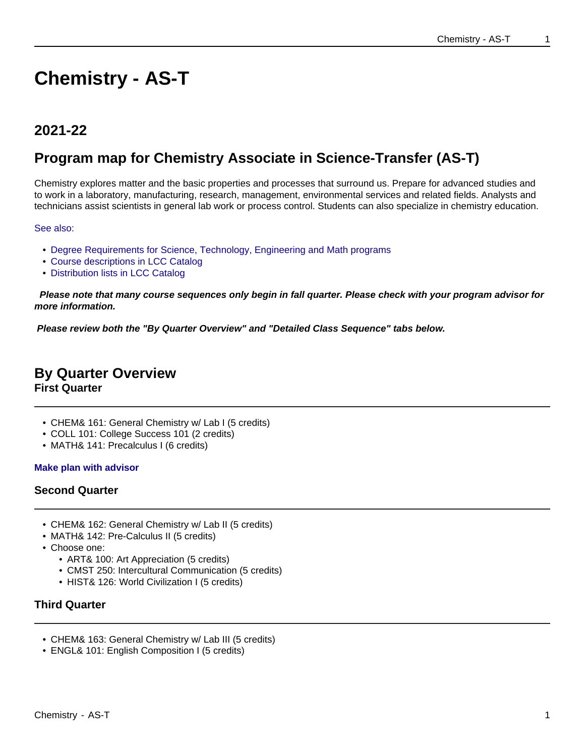# Chemistry - AS-T

## 2021-22

## Program map for Chemistry Associate in Science-Transfer (AS-T)

Chemistry explores matter and the basic properties and processes that surround us. Prepare for advanced studies and to work in a laboratory, manufacturing, research, management, environmental services and related fields. Analysts and technicians assist scientists in general lab work or process control. Students can also specialize in chemistry education.

See also:

- Degree Requirements for Science, Technology, Engineering and Math programs
- Course descriptions in LCC Catalog
- Distribution lists in LCC Catalog

***Please note that many course sequences only begin in fall quarter. Please check with your program advisor for more information.***

***Please review both the "By Quarter Overview" and "Detailed Class Sequence" tabs below.***

## By Quarter Overview

### First Quarter

- CHEM& 161: General Chemistry w/ Lab I (5 credits)
- COLL 101: College Success 101 (2 credits)
- MATH& 141: Precalculus I (6 credits)

**Make plan with advisor**

### Second Quarter

- CHEM& 162: General Chemistry w/ Lab II (5 credits)
- MATH& 142: Pre-Calculus II (5 credits)
- Choose one:
  - ART& 100: Art Appreciation (5 credits)
  - CMST 250: Intercultural Communication (5 credits)
  - HIST& 126: World Civilization I (5 credits)

### Third Quarter

- CHEM& 163: General Chemistry w/ Lab III (5 credits)
- ENGL& 101: English Composition I (5 credits)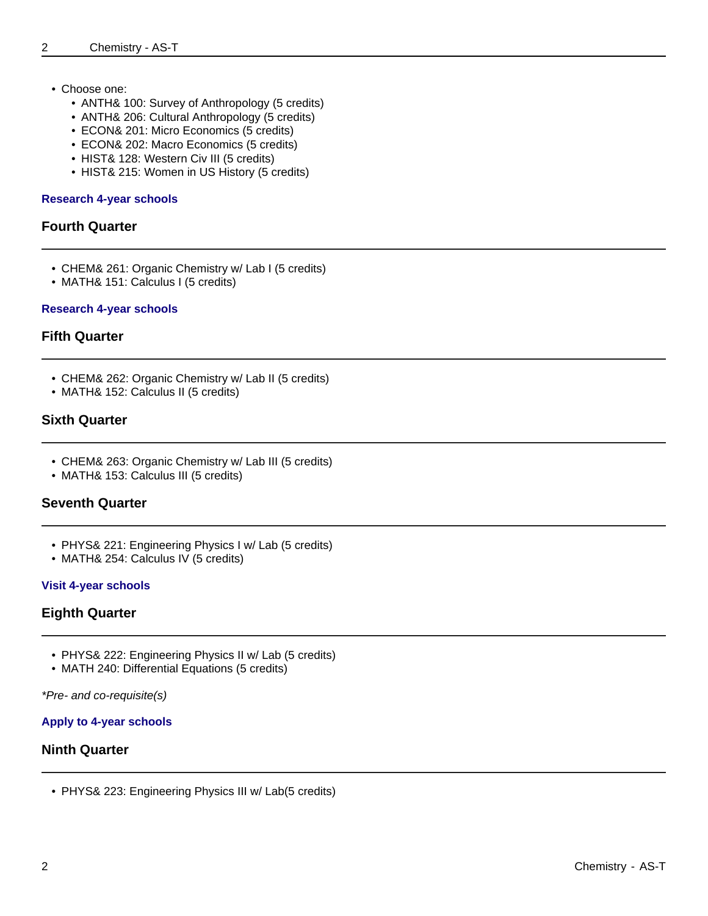- Choose one:
  - ANTH& 100: Survey of Anthropology (5 credits)
  - ANTH& 206: Cultural Anthropology (5 credits)
  - ECON& 201: Micro Economics (5 credits)
  - ECON& 202: Macro Economics (5 credits)
  - HIST& 128: Western Civ III (5 credits)
  - HIST& 215: Women in US History (5 credits)

**Research 4-year schools**

### Fourth Quarter

- CHEM& 261: Organic Chemistry w/ Lab I (5 credits)
- MATH& 151: Calculus I (5 credits)

**Research 4-year schools**

### Fifth Quarter

- CHEM& 262: Organic Chemistry w/ Lab II (5 credits)
- MATH& 152: Calculus II (5 credits)

### Sixth Quarter

- CHEM& 263: Organic Chemistry w/ Lab III (5 credits)
- MATH& 153: Calculus III (5 credits)

### Seventh Quarter

- PHYS& 221: Engineering Physics I w/ Lab (5 credits)
- MATH& 254: Calculus IV (5 credits)

**Visit 4-year schools**

### Eighth Quarter

- PHYS& 222: Engineering Physics II w/ Lab (5 credits)
- MATH 240: Differential Equations (5 credits)

*\*Pre- and co-requisite(s)*

**Apply to 4-year schools**

### Ninth Quarter

- PHYS& 223: Engineering Physics III w/ Lab(5 credits)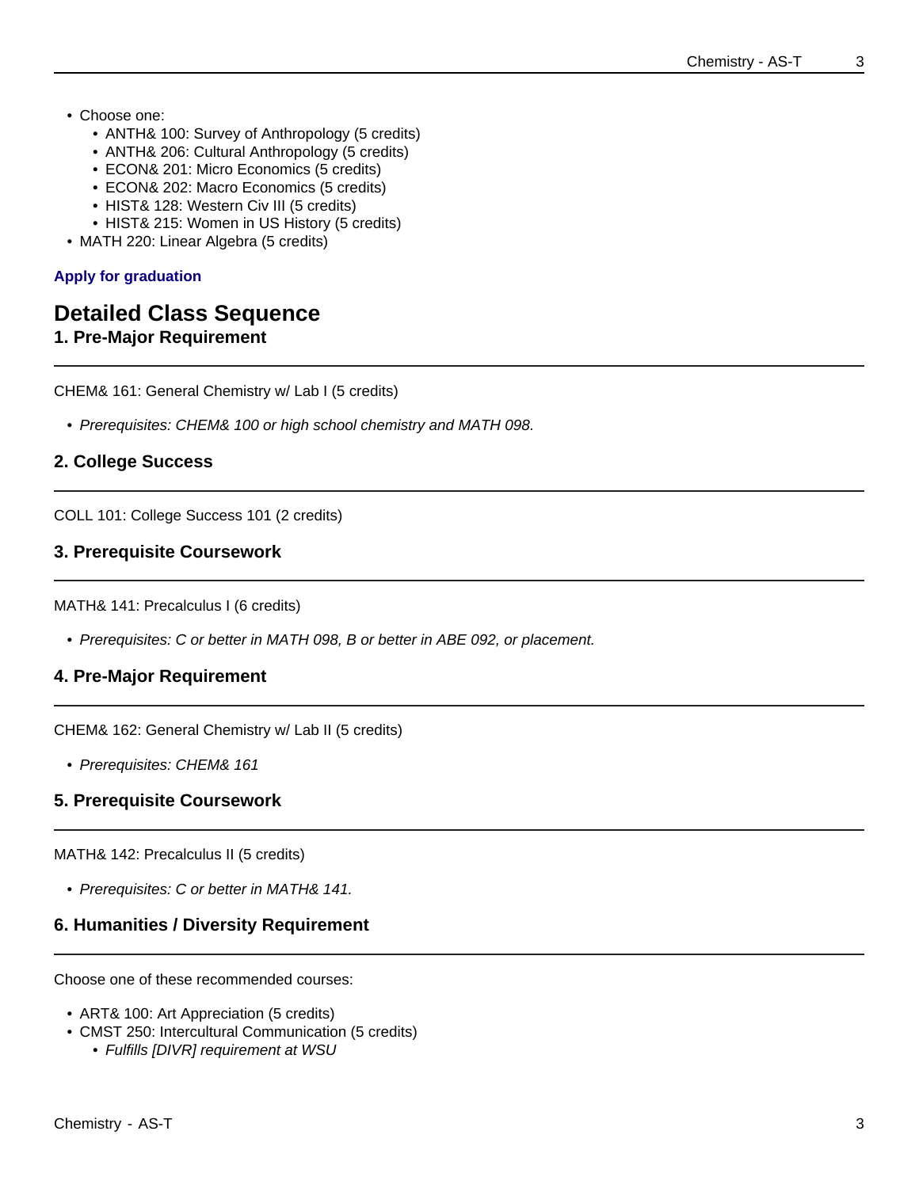- Choose one:
  - ANTH& 100: Survey of Anthropology (5 credits)
  - ANTH& 206: Cultural Anthropology (5 credits)
  - ECON& 201: Micro Economics (5 credits)
  - ECON& 202: Macro Economics (5 credits)
  - HIST& 128: Western Civ III (5 credits)
  - HIST& 215: Women in US History (5 credits)
- MATH 220: Linear Algebra (5 credits)

**Apply for graduation**

## Detailed Class Sequence

### 1. Pre-Major Requirement

CHEM& 161: General Chemistry w/ Lab I (5 credits)

- *Prerequisites: CHEM& 100 or high school chemistry and MATH 098.*

### 2. College Success

COLL 101: College Success 101 (2 credits)

### 3. Prerequisite Coursework

MATH& 141: Precalculus I (6 credits)

- *Prerequisites: C or better in MATH 098, B or better in ABE 092, or placement.*

### 4. Pre-Major Requirement

CHEM& 162: General Chemistry w/ Lab II (5 credits)

- *Prerequisites: CHEM& 161*

### 5. Prerequisite Coursework

MATH& 142: Precalculus II (5 credits)

- *Prerequisites: C or better in MATH& 141.*

### 6. Humanities / Diversity Requirement

Choose one of these recommended courses:

- ART& 100: Art Appreciation (5 credits)
- CMST 250: Intercultural Communication (5 credits)
  - *Fulfills [DIVR] requirement at WSU*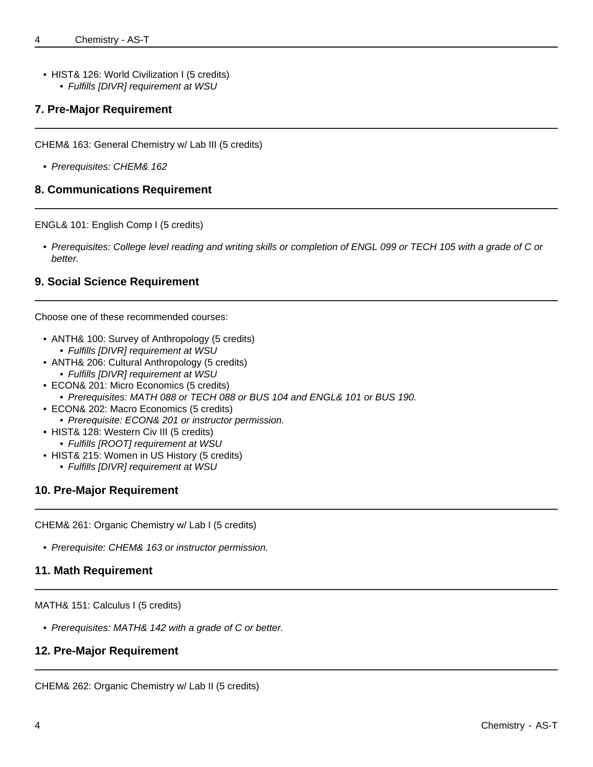- HIST& 126: World Civilization I (5 credits)
    - *Fulfills [DIVR] requirement at WSU*

### 7. Pre-Major Requirement

CHEM& 163: General Chemistry w/ Lab III (5 credits)

- *Prerequisites: CHEM& 162*

### 8. Communications Requirement

ENGL& 101: English Comp I (5 credits)

- *Prerequisites: College level reading and writing skills or completion of ENGL 099 or TECH 105 with a grade of C or better.*

### 9. Social Science Requirement

Choose one of these recommended courses:

- ANTH& 100: Survey of Anthropology (5 credits)
    - *Fulfills [DIVR] requirement at WSU*
- ANTH& 206: Cultural Anthropology (5 credits)
    - *Fulfills [DIVR] requirement at WSU*
- ECON& 201: Micro Economics (5 credits)
    - *Prerequisites: MATH 088 or TECH 088 or BUS 104 and ENGL& 101 or BUS 190.*
- ECON& 202: Macro Economics (5 credits)
    - *Prerequisite: ECON& 201 or instructor permission.*
- HIST& 128: Western Civ III (5 credits)
    - *Fulfills [ROOT] requirement at WSU*
- HIST& 215: Women in US History (5 credits)
    - *Fulfills [DIVR] requirement at WSU*

### 10. Pre-Major Requirement

CHEM& 261: Organic Chemistry w/ Lab I (5 credits)

- *Prerequisite: CHEM& 163 or instructor permission.*

### 11. Math Requirement

MATH& 151: Calculus I (5 credits)

- *Prerequisites: MATH& 142 with a grade of C or better.*

### 12. Pre-Major Requirement

CHEM& 262: Organic Chemistry w/ Lab II (5 credits)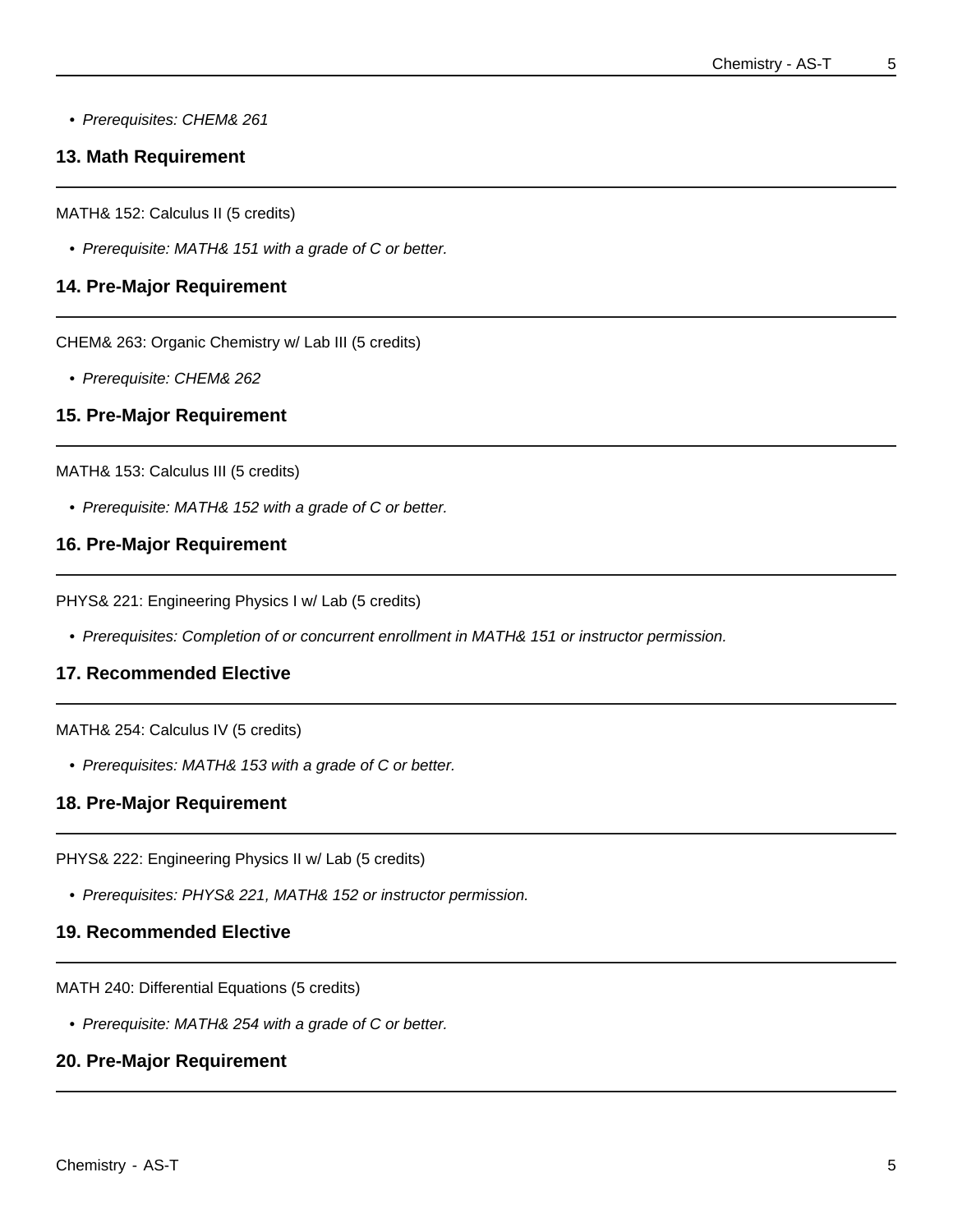- *Prerequisites: CHEM& 261*

## 13. Math Requirement

MATH& 152: Calculus II (5 credits)

- *Prerequisite: MATH& 151 with a grade of C or better.*

## 14. Pre-Major Requirement

CHEM& 263: Organic Chemistry w/ Lab III (5 credits)

- *Prerequisite: CHEM& 262*

## 15. Pre-Major Requirement

MATH& 153: Calculus III (5 credits)

- *Prerequisite: MATH& 152 with a grade of C or better.*

## 16. Pre-Major Requirement

PHYS& 221: Engineering Physics I w/ Lab (5 credits)

- *Prerequisites: Completion of or concurrent enrollment in MATH& 151 or instructor permission.*

## 17. Recommended Elective

MATH& 254: Calculus IV (5 credits)

- *Prerequisites: MATH& 153 with a grade of C or better.*

## 18. Pre-Major Requirement

PHYS& 222: Engineering Physics II w/ Lab (5 credits)

- *Prerequisites: PHYS& 221, MATH& 152 or instructor permission.*

## 19. Recommended Elective

MATH 240: Differential Equations (5 credits)

- *Prerequisite: MATH& 254 with a grade of C or better.*

## 20. Pre-Major Requirement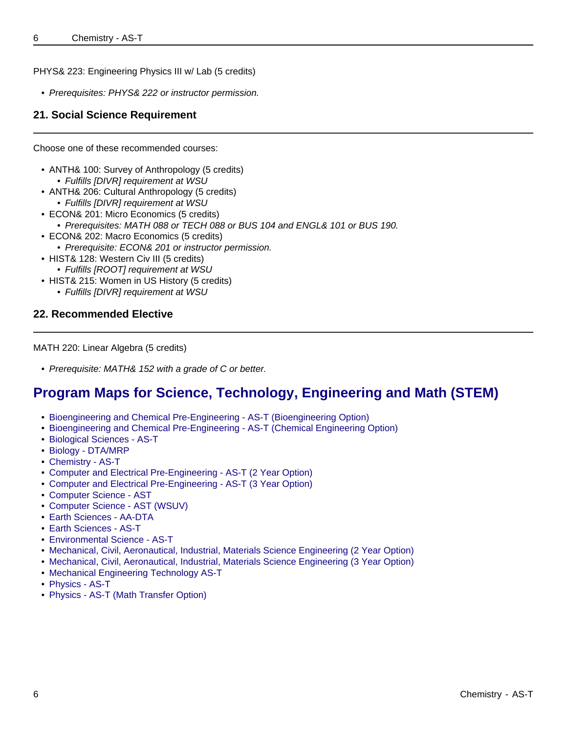PHYS& 223: Engineering Physics III w/ Lab (5 credits)

- *Prerequisites: PHYS& 222 or instructor permission.*

### 21. Social Science Requirement

Choose one of these recommended courses:

- ANTH& 100: Survey of Anthropology (5 credits)
  - *Fulfills [DIVR] requirement at WSU*
- ANTH& 206: Cultural Anthropology (5 credits)
  - *Fulfills [DIVR] requirement at WSU*
- ECON& 201: Micro Economics (5 credits)
  - *Prerequisites: MATH 088 or TECH 088 or BUS 104 and ENGL& 101 or BUS 190.*
- ECON& 202: Macro Economics (5 credits)
  - *Prerequisite: ECON& 201 or instructor permission.*
- HIST& 128: Western Civ III (5 credits)
  - *Fulfills [ROOT] requirement at WSU*
- HIST& 215: Women in US History (5 credits)
  - *Fulfills [DIVR] requirement at WSU*

### 22. Recommended Elective

MATH 220: Linear Algebra (5 credits)

- *Prerequisite: MATH& 152 with a grade of C or better.*

## Program Maps for Science, Technology, Engineering and Math (STEM)

- Bioengineering and Chemical Pre-Engineering - AS-T (Bioengineering Option)
- Bioengineering and Chemical Pre-Engineering - AS-T (Chemical Engineering Option)
- Biological Sciences - AS-T
- Biology - DTA/MRP
- Chemistry - AS-T
- Computer and Electrical Pre-Engineering - AS-T (2 Year Option)
- Computer and Electrical Pre-Engineering - AS-T (3 Year Option)
- Computer Science - AST
- Computer Science - AST (WSUV)
- Earth Sciences - AA-DTA
- Earth Sciences - AS-T
- Environmental Science - AS-T
- Mechanical, Civil, Aeronautical, Industrial, Materials Science Engineering (2 Year Option)
- Mechanical, Civil, Aeronautical, Industrial, Materials Science Engineering (3 Year Option)
- Mechanical Engineering Technology AS-T
- Physics - AS-T
- Physics - AS-T (Math Transfer Option)